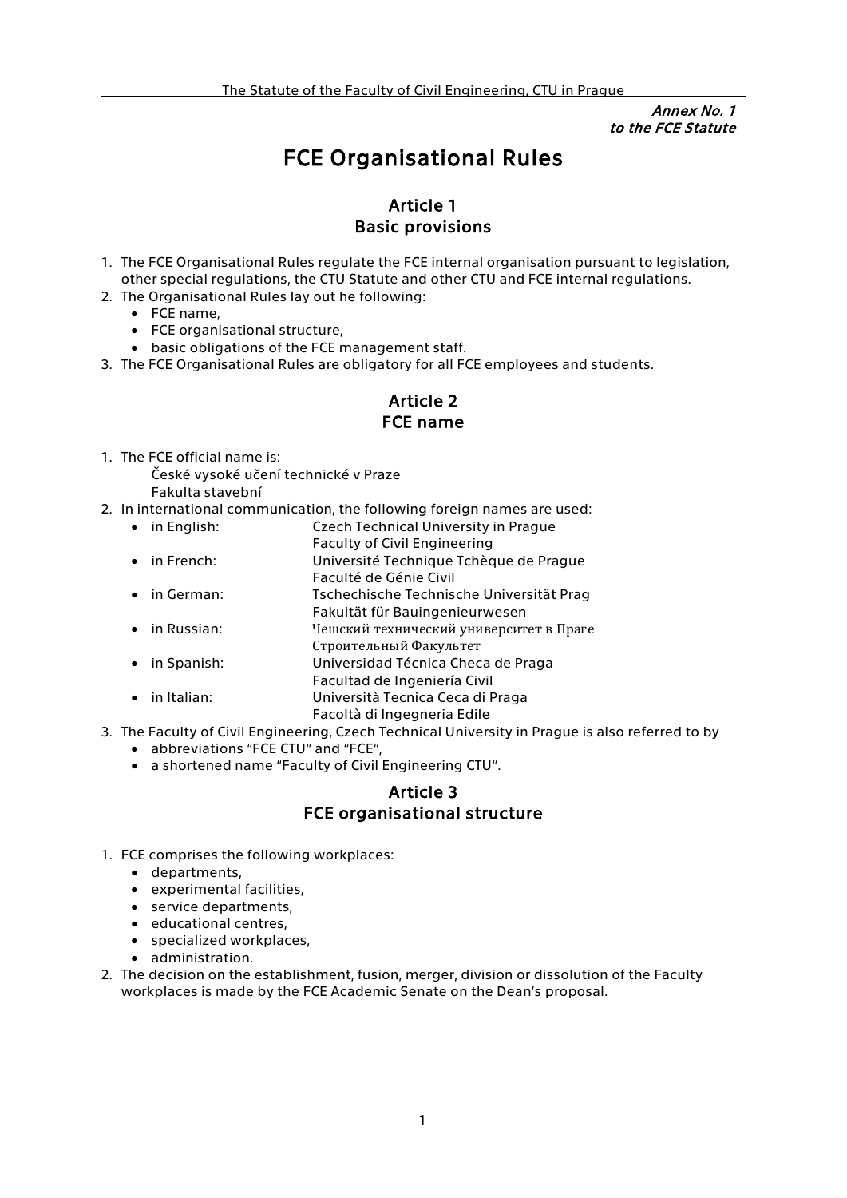*Annex No. 1*
*to the FCE Statute*

# FCE Organisational Rules

## Article 1
## Basic provisions

1. The FCE Organisational Rules regulate the FCE internal organisation pursuant to legislation, other special regulations, the CTU Statute and other CTU and FCE internal regulations.
2. The Organisational Rules lay out he following:
   - FCE name,
   - FCE organisational structure,
   - basic obligations of the FCE management staff.
3. The FCE Organisational Rules are obligatory for all FCE employees and students.

## Article 2
## FCE name

1. The FCE official name is:
   České vysoké učení technické v Praze
   Fakulta stavební
2. In international communication, the following foreign names are used:
   - in English: Czech Technical University in Prague
     Faculty of Civil Engineering
   - in French: Université Technique Tchèque de Prague
     Faculté de Génie Civil
   - in German: Tschechische Technische Universität Prag
     Fakultät für Bauingenieurwesen
   - in Russian: Чешский технический университет в Праге
     Строительный Факультет
   - in Spanish: Universidad Técnica Checa de Praga
     Facultad de Ingeniería Civil
   - in Italian: Università Tecnica Ceca di Praga
     Facoltà di Ingegneria Edile
3. The Faculty of Civil Engineering, Czech Technical University in Prague is also referred to by
   - abbreviations "FCE CTU" and "FCE",
   - a shortened name "Faculty of Civil Engineering CTU".

## Article 3
## FCE organisational structure

1. FCE comprises the following workplaces:
   - departments,
   - experimental facilities,
   - service departments,
   - educational centres,
   - specialized workplaces,
   - administration.
2. The decision on the establishment, fusion, merger, division or dissolution of the Faculty workplaces is made by the FCE Academic Senate on the Dean's proposal.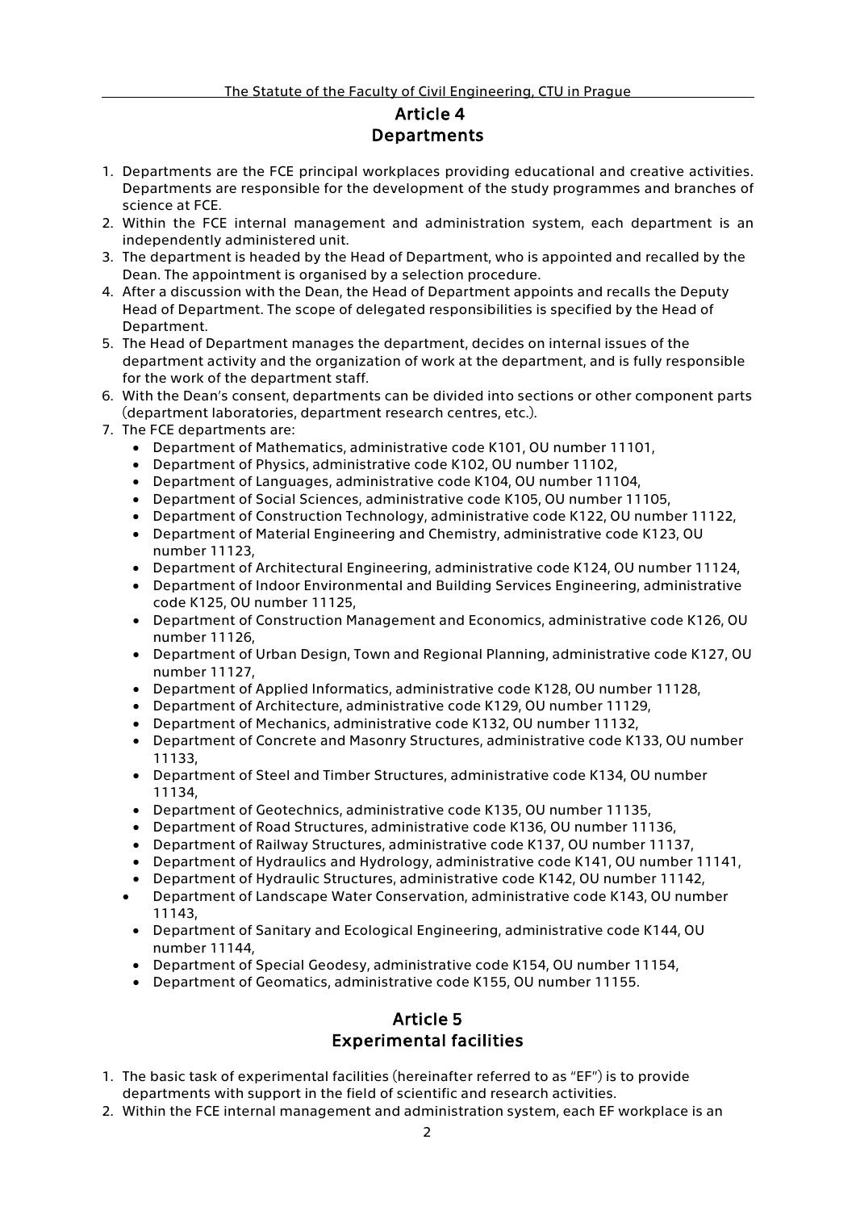## Article 4
## Departments

1. Departments are the FCE principal workplaces providing educational and creative activities. Departments are responsible for the development of the study programmes and branches of science at FCE.
2. Within the FCE internal management and administration system, each department is an independently administered unit.
3. The department is headed by the Head of Department, who is appointed and recalled by the Dean. The appointment is organised by a selection procedure.
4. After a discussion with the Dean, the Head of Department appoints and recalls the Deputy Head of Department. The scope of delegated responsibilities is specified by the Head of Department.
5. The Head of Department manages the department, decides on internal issues of the department activity and the organization of work at the department, and is fully responsible for the work of the department staff.
6. With the Dean's consent, departments can be divided into sections or other component parts (department laboratories, department research centres, etc.).
7. The FCE departments are:
   - Department of Mathematics, administrative code K101, OU number 11101,
   - Department of Physics, administrative code K102, OU number 11102,
   - Department of Languages, administrative code K104, OU number 11104,
   - Department of Social Sciences, administrative code K105, OU number 11105,
   - Department of Construction Technology, administrative code K122, OU number 11122,
   - Department of Material Engineering and Chemistry, administrative code K123, OU number 11123,
   - Department of Architectural Engineering, administrative code K124, OU number 11124,
   - Department of Indoor Environmental and Building Services Engineering, administrative code K125, OU number 11125,
   - Department of Construction Management and Economics, administrative code K126, OU number 11126,
   - Department of Urban Design, Town and Regional Planning, administrative code K127, OU number 11127,
   - Department of Applied Informatics, administrative code K128, OU number 11128,
   - Department of Architecture, administrative code K129, OU number 11129,
   - Department of Mechanics, administrative code K132, OU number 11132,
   - Department of Concrete and Masonry Structures, administrative code K133, OU number 11133,
   - Department of Steel and Timber Structures, administrative code K134, OU number 11134,
   - Department of Geotechnics, administrative code K135, OU number 11135,
   - Department of Road Structures, administrative code K136, OU number 11136,
   - Department of Railway Structures, administrative code K137, OU number 11137,
   - Department of Hydraulics and Hydrology, administrative code K141, OU number 11141,
   - Department of Hydraulic Structures, administrative code K142, OU number 11142,
   - Department of Landscape Water Conservation, administrative code K143, OU number 11143,
   - Department of Sanitary and Ecological Engineering, administrative code K144, OU number 11144,
   - Department of Special Geodesy, administrative code K154, OU number 11154,
   - Department of Geomatics, administrative code K155, OU number 11155.

## Article 5
## Experimental facilities

1. The basic task of experimental facilities (hereinafter referred to as "EF") is to provide departments with support in the field of scientific and research activities.
2. Within the FCE internal management and administration system, each EF workplace is an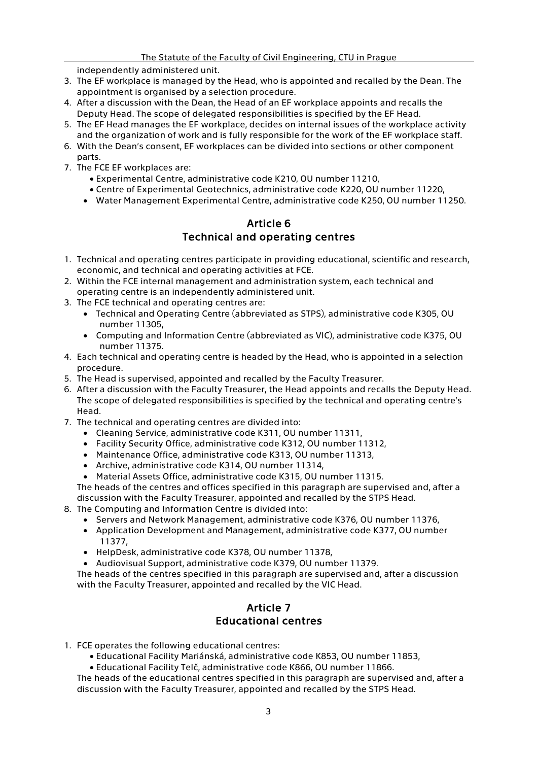independently administered unit.

3. The EF workplace is managed by the Head, who is appointed and recalled by the Dean. The appointment is organised by a selection procedure.
4. After a discussion with the Dean, the Head of an EF workplace appoints and recalls the Deputy Head. The scope of delegated responsibilities is specified by the EF Head.
5. The EF Head manages the EF workplace, decides on internal issues of the workplace activity and the organization of work and is fully responsible for the work of the EF workplace staff.
6. With the Dean's consent, EF workplaces can be divided into sections or other component parts.
7. The FCE EF workplaces are:
   - Experimental Centre, administrative code K210, OU number 11210,
   - Centre of Experimental Geotechnics, administrative code K220, OU number 11220,
   - Water Management Experimental Centre, administrative code K250, OU number 11250.

## Article 6
## Technical and operating centres

1. Technical and operating centres participate in providing educational, scientific and research, economic, and technical and operating activities at FCE.
2. Within the FCE internal management and administration system, each technical and operating centre is an independently administered unit.
3. The FCE technical and operating centres are:
   - Technical and Operating Centre (abbreviated as STPS), administrative code K305, OU number 11305,
   - Computing and Information Centre (abbreviated as VIC), administrative code K375, OU number 11375.
4. Each technical and operating centre is headed by the Head, who is appointed in a selection procedure.
5. The Head is supervised, appointed and recalled by the Faculty Treasurer.
6. After a discussion with the Faculty Treasurer, the Head appoints and recalls the Deputy Head. The scope of delegated responsibilities is specified by the technical and operating centre's Head.
7. The technical and operating centres are divided into:
   - Cleaning Service, administrative code K311, OU number 11311,
   - Facility Security Office, administrative code K312, OU number 11312,
   - Maintenance Office, administrative code K313, OU number 11313,
   - Archive, administrative code K314, OU number 11314,
   - Material Assets Office, administrative code K315, OU number 11315.

   The heads of the centres and offices specified in this paragraph are supervised and, after a discussion with the Faculty Treasurer, appointed and recalled by the STPS Head.
8. The Computing and Information Centre is divided into:
   - Servers and Network Management, administrative code K376, OU number 11376,
   - Application Development and Management, administrative code K377, OU number 11377,
   - HelpDesk, administrative code K378, OU number 11378,
   - Audiovisual Support, administrative code K379, OU number 11379.

   The heads of the centres specified in this paragraph are supervised and, after a discussion with the Faculty Treasurer, appointed and recalled by the VIC Head.

## Article 7
## Educational centres

1. FCE operates the following educational centres:
   - Educational Facility Mariánská, administrative code K853, OU number 11853,
   - Educational Facility Telč, administrative code K866, OU number 11866.

   The heads of the educational centres specified in this paragraph are supervised and, after a discussion with the Faculty Treasurer, appointed and recalled by the STPS Head.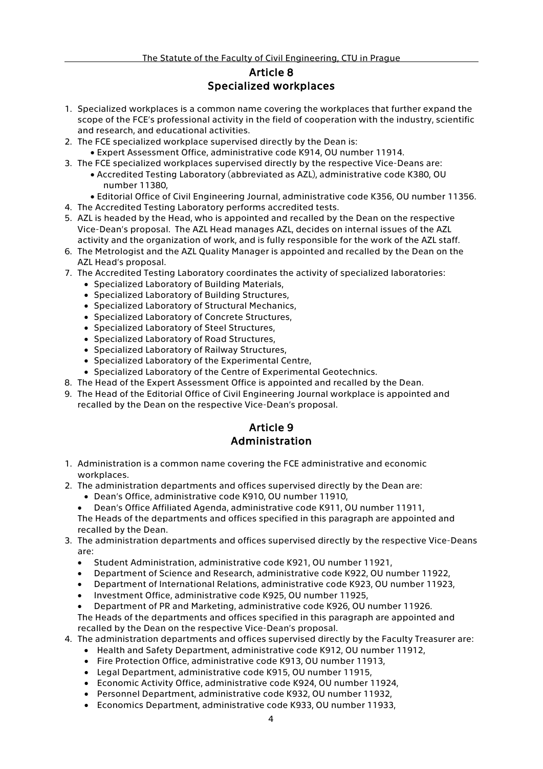## Article 8
## Specialized workplaces

1. Specialized workplaces is a common name covering the workplaces that further expand the scope of the FCE's professional activity in the field of cooperation with the industry, scientific and research, and educational activities.
2. The FCE specialized workplace supervised directly by the Dean is:
   - Expert Assessment Office, administrative code K914, OU number 11914.
3. The FCE specialized workplaces supervised directly by the respective Vice-Deans are:
   - Accredited Testing Laboratory (abbreviated as AZL), administrative code K380, OU number 11380,
   - Editorial Office of Civil Engineering Journal, administrative code K356, OU number 11356.
4. The Accredited Testing Laboratory performs accredited tests.
5. AZL is headed by the Head, who is appointed and recalled by the Dean on the respective Vice-Dean's proposal. The AZL Head manages AZL, decides on internal issues of the AZL activity and the organization of work, and is fully responsible for the work of the AZL staff.
6. The Metrologist and the AZL Quality Manager is appointed and recalled by the Dean on the AZL Head's proposal.
7. The Accredited Testing Laboratory coordinates the activity of specialized laboratories:
   - Specialized Laboratory of Building Materials,
   - Specialized Laboratory of Building Structures,
   - Specialized Laboratory of Structural Mechanics,
   - Specialized Laboratory of Concrete Structures,
   - Specialized Laboratory of Steel Structures,
   - Specialized Laboratory of Road Structures,
   - Specialized Laboratory of Railway Structures,
   - Specialized Laboratory of the Experimental Centre,
   - Specialized Laboratory of the Centre of Experimental Geotechnics.
8. The Head of the Expert Assessment Office is appointed and recalled by the Dean.
9. The Head of the Editorial Office of Civil Engineering Journal workplace is appointed and recalled by the Dean on the respective Vice-Dean's proposal.

## Article 9
## Administration

1. Administration is a common name covering the FCE administrative and economic workplaces.
2. The administration departments and offices supervised directly by the Dean are:
   - Dean's Office, administrative code K910, OU number 11910,
   - Dean's Office Affiliated Agenda, administrative code K911, OU number 11911,

   The Heads of the departments and offices specified in this paragraph are appointed and recalled by the Dean.
3. The administration departments and offices supervised directly by the respective Vice-Deans are:
   - Student Administration, administrative code K921, OU number 11921,
   - Department of Science and Research, administrative code K922, OU number 11922,
   - Department of International Relations, administrative code K923, OU number 11923,
   - Investment Office, administrative code K925, OU number 11925,
   - Department of PR and Marketing, administrative code K926, OU number 11926.

   The Heads of the departments and offices specified in this paragraph are appointed and recalled by the Dean on the respective Vice-Dean's proposal.
4. The administration departments and offices supervised directly by the Faculty Treasurer are:
   - Health and Safety Department, administrative code K912, OU number 11912,
   - Fire Protection Office, administrative code K913, OU number 11913,
   - Legal Department, administrative code K915, OU number 11915,
   - Economic Activity Office, administrative code K924, OU number 11924,
   - Personnel Department, administrative code K932, OU number 11932,
   - Economics Department, administrative code K933, OU number 11933,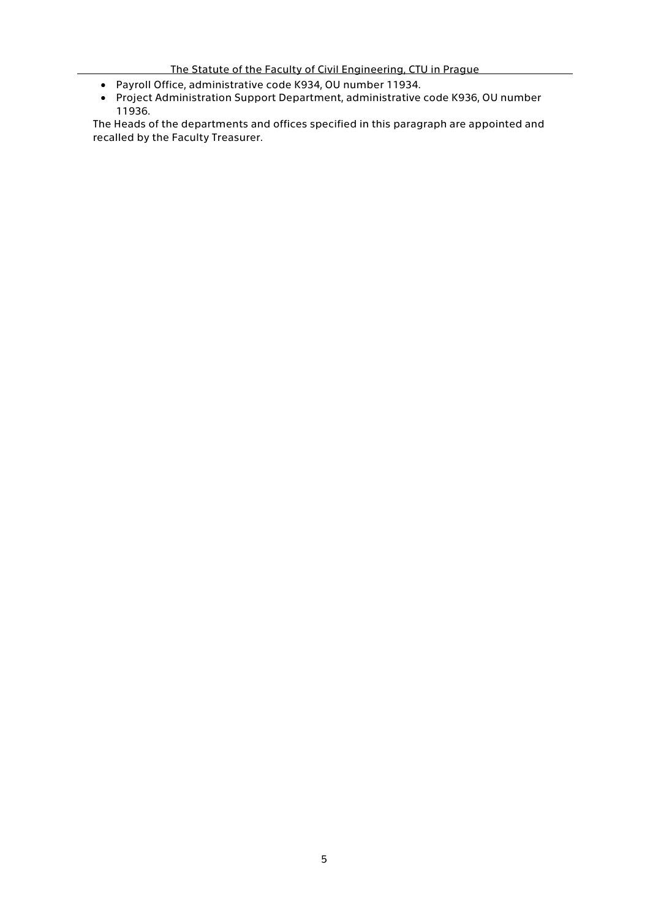- Payroll Office, administrative code K934, OU number 11934.
- Project Administration Support Department, administrative code K936, OU number 11936.

The Heads of the departments and offices specified in this paragraph are appointed and recalled by the Faculty Treasurer.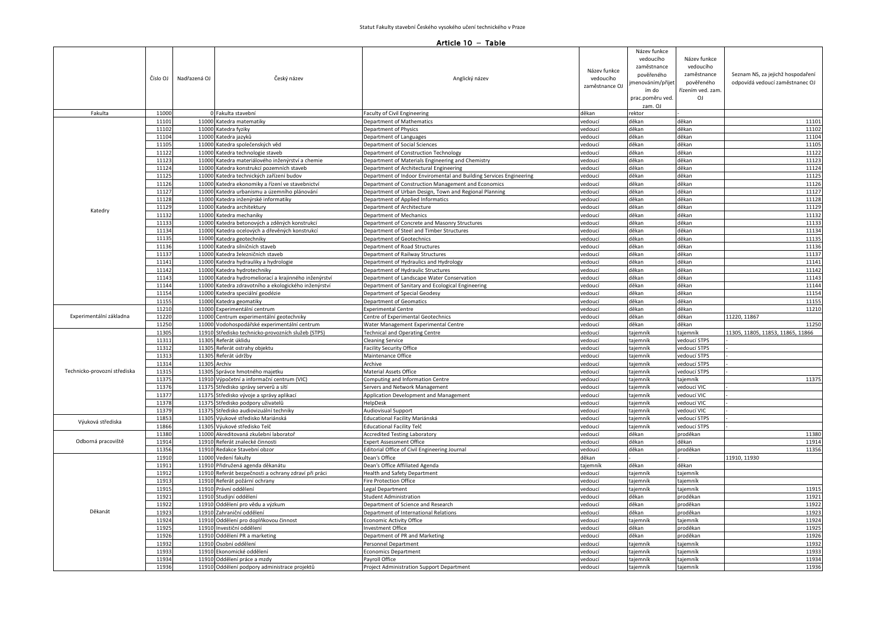## Article 10 – Table

| | Číslo OJ | Nadřazená OJ | Český název | Anglický název | Název funkce vedoucího zaměstnance OJ | Název funkce vedoucího zaměstnance pověřeného jmenováním/přijetím do prac.poměru ved. zam. OJ | Název funkce vedoucího zaměstnance pověřeného řízením ved. zam. OJ | Seznam NS, za jejichž hospodaření odpovídá vedoucí zaměstnanec OJ |
|---|---|---|---|---|---|---|---|---|
| Fakulta | 11000 | 0 | Fakulta stavební | Faculty of Civil Engineering | děkan | rektor | - | |
| Katedry | 11101 | 11000 | Katedra matematiky | Department of Mathematics | vedoucí | děkan | děkan | 11101 |
| | 11102 | 11000 | Katedra fyziky | Department of Physics | vedoucí | děkan | děkan | 11102 |
| | 11104 | 11000 | Katedra jazyků | Department of Languages | vedoucí | děkan | děkan | 11104 |
| | 11105 | 11000 | Katedra společenských věd | Department of Social Sciences | vedoucí | děkan | děkan | 11105 |
| | 11122 | 11000 | Katedra technologie staveb | Department of Construction Technology | vedoucí | děkan | děkan | 11122 |
| | 11123 | 11000 | Katedra materiálového inženýrství a chemie | Department of Materials Engineering and Chemistry | vedoucí | děkan | děkan | 11123 |
| | 11124 | 11000 | Katedra konstrukcí pozemních staveb | Department of Architectural Engineering | vedoucí | děkan | děkan | 11124 |
| | 11125 | 11000 | Katedra technických zařízení budov | Department of Indoor Enviromental and Building Services Engineering | vedoucí | děkan | děkan | 11125 |
| | 11126 | 11000 | Katedra ekonomiky a řízení ve stavebnictví | Department of Construction Management and Economics | vedoucí | děkan | děkan | 11126 |
| | 11127 | 11000 | Katedra urbanismu a územního plánování | Department of Urban Design, Town and Regional Planning | vedoucí | děkan | děkan | 11127 |
| | 11128 | 11000 | Katedra inženýrské informatiky | Department of Applied Informatics | vedoucí | děkan | děkan | 11128 |
| | 11129 | 11000 | Katedra architektury | Department of Architecture | vedoucí | děkan | děkan | 11129 |
| | 11132 | 11000 | Katedra mechaniky | Department of Mechanics | vedoucí | děkan | děkan | 11132 |
| | 11133 | 11000 | Katedra betonových a zděných konstrukcí | Department of Concrete and Masonry Structures | vedoucí | děkan | děkan | 11133 |
| | 11134 | 11000 | Katedra ocelových a dřevěných konstrukcí | Department of Steel and Timber Structures | vedoucí | děkan | děkan | 11134 |
| | 11135 | 11000 | Katedra geotechniky | Department of Geotechnics | vedoucí | děkan | děkan | 11135 |
| | 11136 | 11000 | Katedra silničních staveb | Department of Road Structures | vedoucí | děkan | děkan | 11136 |
| | 11137 | 11000 | Katedra železničních staveb | Department of Railway Structures | vedoucí | děkan | děkan | 11137 |
| | 11141 | 11000 | Katedra hydrauliky a hydrologie | Department of Hydraulics and Hydrology | vedoucí | děkan | děkan | 11141 |
| | 11142 | 11000 | Katedra hydrotechniky | Department of Hydraulic Structures | vedoucí | děkan | děkan | 11142 |
| | 11143 | 11000 | Katedra hydromeliorací a krajinného inženýrství | Department of Landscape Water Conservation | vedoucí | děkan | děkan | 11143 |
| | 11144 | 11000 | Katedra zdravotního a ekologického inženýrství | Department of Sanitary and Ecological Engineering | vedoucí | děkan | děkan | 11144 |
| | 11154 | 11000 | Katedra speciální geodézie | Department of Special Geodesy | vedoucí | děkan | děkan | 11154 |
| | 11155 | 11000 | Katedra geomatiky | Department of Geomatics | vedoucí | děkan | děkan | 11155 |
| Experimentální základna | 11210 | 11000 | Experimentální centrum | Experimental Centre | vedoucí | děkan | děkan | 11210 |
| | 11220 | 11000 | Centrum experimentální geotechniky | Centre of Experimental Geotechnics | vedoucí | děkan | děkan | 11220, 11867 |
| | 11250 | 11000 | Vodohospodářské experimentální centrum | Water Management Experimental Centre | vedoucí | děkan | děkan | 11250 |
| Technicko-provozní střediska | 11305 | 11910 | Středisko technicko-provozních služeb (STPS) | Technical and Operating Centre | vedoucí | tajemník | tajemník | 11305, 11805, 11853, 11865, 11866 |
| | 11311 | 11305 | Referát úklidu | Cleaning Service | vedoucí | tajemník | vedoucí STPS | - |
| | 11312 | 11305 | Referát ostrahy objektu | Facility Security Office | vedoucí | tajemník | vedoucí STPS | - |
| | 11313 | 11305 | Referát údržby | Maintenance Office | vedoucí | tajemník | vedoucí STPS | - |
| | 11314 | 11305 | Archiv | Archive | vedoucí | tajemník | vedoucí STPS | - |
| | 11315 | 11305 | Správce hmotného majetku | Material Assets Office | vedoucí | tajemník | vedoucí STPS | - |
| | 11375 | 11910 | Výpočetní a informační centrum (VIC) | Computing and Information Centre | vedoucí | tajemník | tajemník | 11375 |
| | 11376 | 11375 | Středisko správy serverů a sítí | Servers and Network Management | vedoucí | tajemník | vedoucí VIC | - |
| | 11377 | 11375 | Středisko vývoje a správy aplikací | Application Development and Management | vedoucí | tajemník | vedoucí VIC | - |
| | 11378 | 11375 | Středisko podpory uživatelů | HelpDesk | vedoucí | tajemník | vedoucí VIC | - |
| | 11379 | 11375 | Středisko audiovizuální techniky | Audiovisual Support | vedoucí | tajemník | vedoucí VIC | - |
| Výuková střediska | 11853 | 11305 | Výukové středisko Mariánská | Educational Facility Mariánská | vedoucí | tajemník | vedoucí STPS | - |
| | 11866 | 11305 | Výukové středisko Telč | Educational Facility Telč | vedoucí | tajemník | vedoucí STPS | - |
| Odborná pracoviště | 11380 | 11000 | Akreditovaná zkušební laboratoř | Accredited Testing Laboratory | vedoucí | děkan | proděkan | 11380 |
| | 11914 | 11910 | Referát znalecké činnosti | Expert Assessment Office | vedoucí | děkan | děkan | 11914 |
| | 11356 | 11910 | Redakce Stavební obzor | Editorial Office of Civil Engineering Journal | vedoucí | děkan | proděkan | 11356 |
| Děkanát | 11910 | 11000 | Vedení fakulty | Dean's Office | děkan | - | - | 11910, 11930 |
| | 11911 | 11910 | Přidružená agenda děkanátu | Dean's Office Affiliated Agenda | tajemník | děkan | děkan | |
| | 11912 | 11910 | Referát bezpečnosti a ochrany zdraví při práci | Health and Safety Department | vedoucí | tajemník | tajemník | |
| | 11913 | 11910 | Referát požární ochrany | Fire Protection Office | vedoucí | tajemník | tajemník | |
| | 11915 | 11910 | Právní oddělení | Legal Department | vedoucí | tajemník | tajemník | 11915 |
| | 11921 | 11910 | Studijní oddělení | Student Administration | vedoucí | děkan | proděkan | 11921 |
| | 11922 | 11910 | Oddělení pro vědu a výzkum | Department of Science and Research | vedoucí | děkan | proděkan | 11922 |
| | 11923 | 11910 | Zahraniční oddělení | Department of International Relations | vedoucí | děkan | proděkan | 11923 |
| | 11924 | 11910 | Oddělení pro doplňkovou činnost | Economic Activity Office | vedoucí | tajemník | tajemník | 11924 |
| | 11925 | 11910 | Investiční oddělení | Investment Office | vedoucí | děkan | proděkan | 11925 |
| | 11926 | 11910 | Oddělení PR a marketing | Department of PR and Marketing | vedoucí | děkan | proděkan | 11926 |
| | 11932 | 11910 | Osobní oddělení | Personnel Department | vedoucí | tajemník | tajemník | 11932 |
| | 11933 | 11910 | Ekonomické oddělení | Economics Department | vedoucí | tajemník | tajemník | 11933 |
| | 11934 | 11910 | Oddělení práce a mzdy | Payroll Office | vedoucí | tajemník | tajemník | 11934 |
| | 11936 | 11910 | Oddělení podpory administrace projektů | Project Administration Support Department | vedoucí | tajemník | tajemník | 11936 |